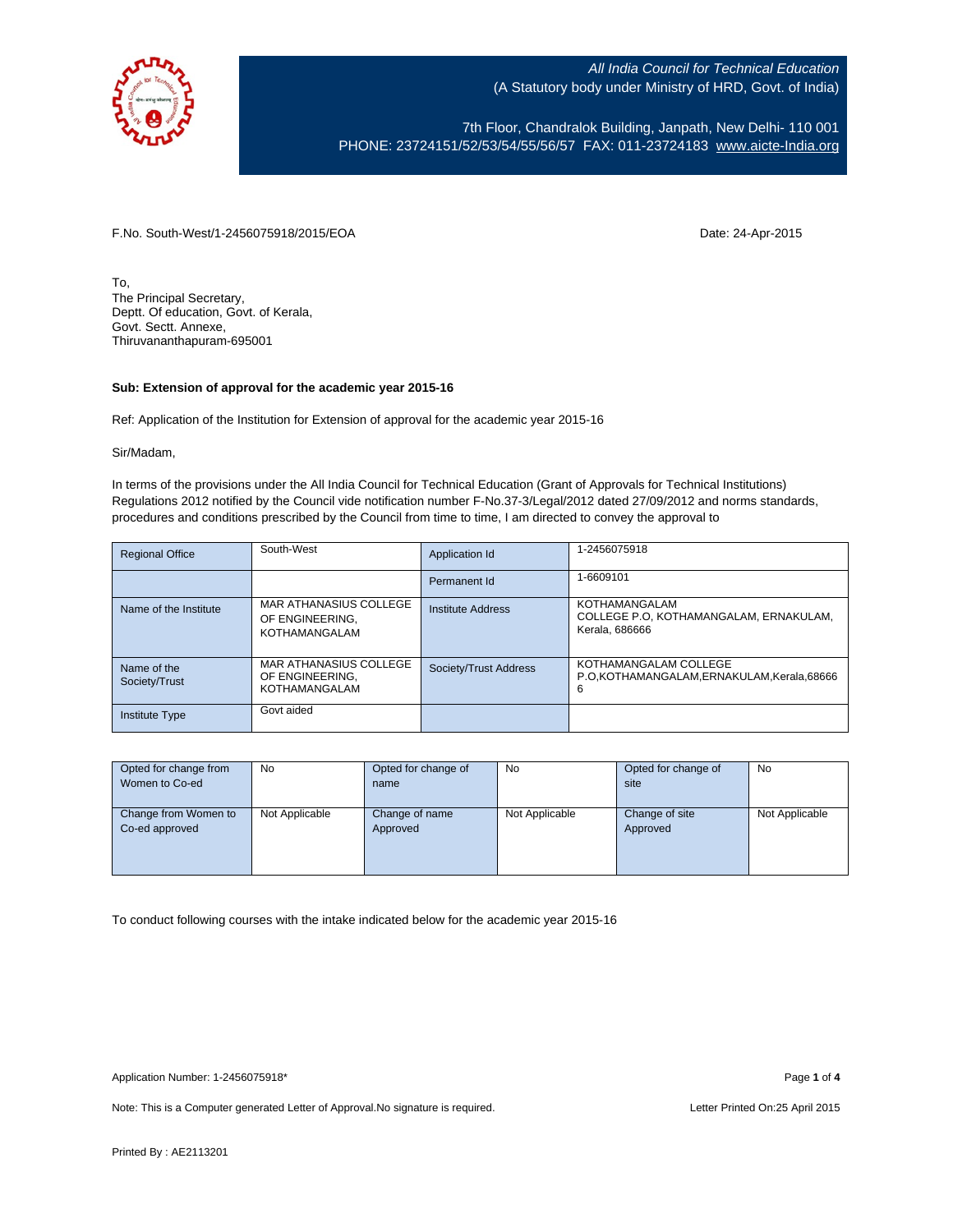*All India Council for Technical Education*
(A Statutory body under Ministry of HRD, Govt. of India)

7th Floor, Chandralok Building, Janpath, New Delhi- 110 001
PHONE: 23724151/52/53/54/55/56/57 FAX: 011-23724183 www.aicte-India.org

F.No. South-West/1-2456075918/2015/EOA

Date: 24-Apr-2015

To,
The Principal Secretary,
Deptt. Of education, Govt. of Kerala,
Govt. Sectt. Annexe,
Thiruvananthapuram-695001

**Sub: Extension of approval for the academic year 2015-16**

Ref: Application of the Institution for Extension of approval for the academic year 2015-16

Sir/Madam,

In terms of the provisions under the All India Council for Technical Education (Grant of Approvals for Technical Institutions) Regulations 2012 notified by the Council vide notification number F-No.37-3/Legal/2012 dated 27/09/2012 and norms standards, procedures and conditions prescribed by the Council from time to time, I am directed to convey the approval to

| | | | |
|---|---|---|---|
| Regional Office | South-West | Application Id | 1-2456075918 |
| | | Permanent Id | 1-6609101 |
| Name of the Institute | MAR ATHANASIUS COLLEGE OF ENGINEERING, KOTHAMANGALAM | Institute Address | KOTHAMANGALAM COLLEGE P.O, KOTHAMANGALAM, ERNAKULAM, Kerala, 686666 |
| Name of the Society/Trust | MAR ATHANASIUS COLLEGE OF ENGINEERING, KOTHAMANGALAM | Society/Trust Address | KOTHAMANGALAM COLLEGE P.O,KOTHAMANGALAM,ERNAKULAM,Kerala,686666 |
| Institute Type | Govt aided | | |

| | | | | | |
|---|---|---|---|---|---|
| Opted for change from Women to Co-ed | No | Opted for change of name | No | Opted for change of site | No |
| Change from Women to Co-ed approved | Not Applicable | Change of name Approved | Not Applicable | Change of site Approved | Not Applicable |

To conduct following courses with the intake indicated below for the academic year 2015-16

Application Number: 1-2456075918*

Note: This is a Computer generated Letter of Approval.No signature is required.

Letter Printed On:25 April 2015

Printed By : AE2113201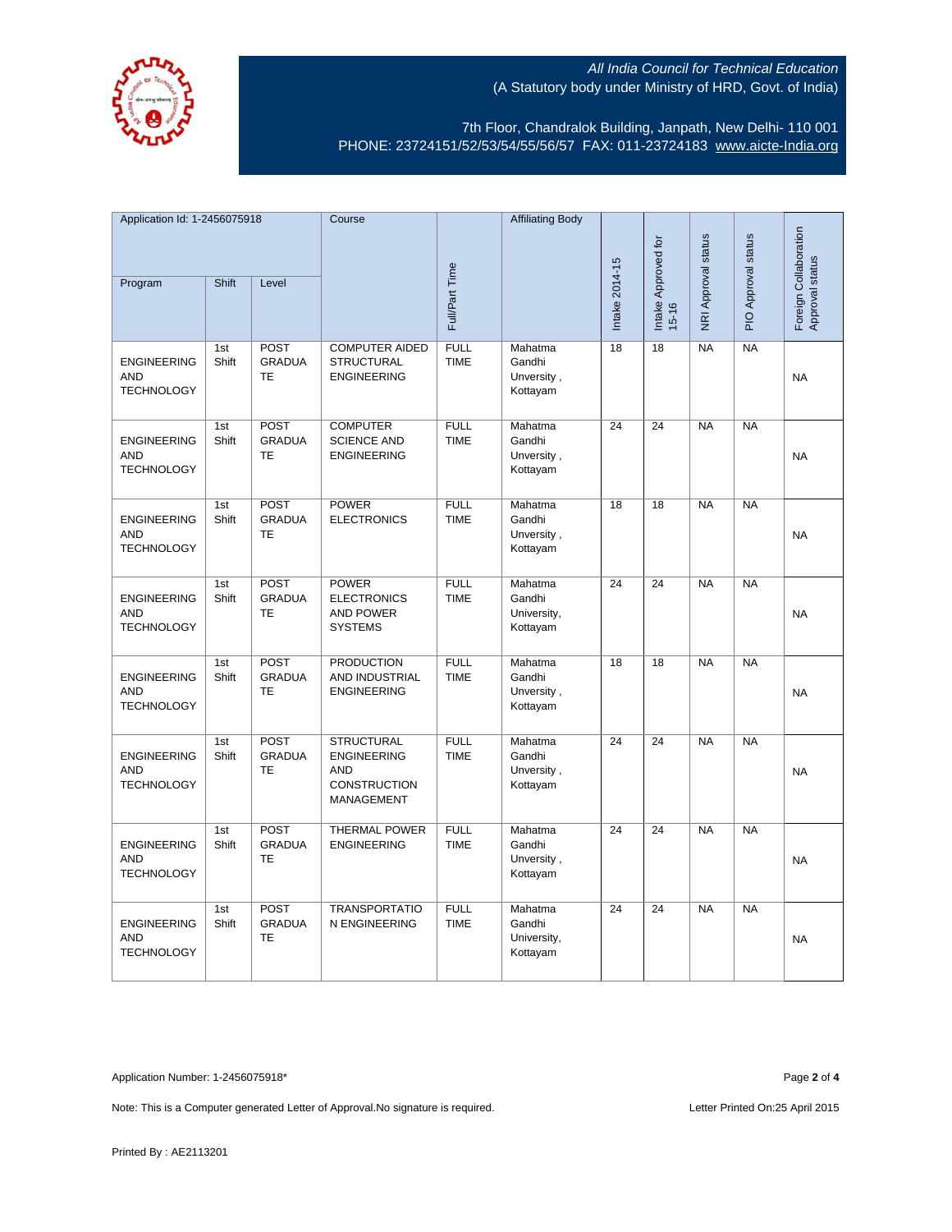*All India Council for Technical Education*
(A Statutory body under Ministry of HRD, Govt. of India)

7th Floor, Chandralok Building, Janpath, New Delhi- 110 001
PHONE: 23724151/52/53/54/55/56/57 FAX: 011-23724183 www.aicte-India.org

| Application Id: 1-2456075918 | | | Course | Full/Part Time | Affiliating Body | Intake 2014-15 | Intake Approved for 15-16 | NRI Approval status | PIO Approval status | Foreign Collaboration Approval status |
|---|---|---|---|---|---|---|---|---|---|---|
| Program | Shift | Level | | | | | | | | |
| ENGINEERING AND TECHNOLOGY | 1st Shift | POST GRADUATE | COMPUTER AIDED STRUCTURAL ENGINEERING | FULL TIME | Mahatma Gandhi Unversity , Kottayam | 18 | 18 | NA | NA | NA |
| ENGINEERING AND TECHNOLOGY | 1st Shift | POST GRADUATE | COMPUTER SCIENCE AND ENGINEERING | FULL TIME | Mahatma Gandhi Unversity , Kottayam | 24 | 24 | NA | NA | NA |
| ENGINEERING AND TECHNOLOGY | 1st Shift | POST GRADUATE | POWER ELECTRONICS | FULL TIME | Mahatma Gandhi Unversity , Kottayam | 18 | 18 | NA | NA | NA |
| ENGINEERING AND TECHNOLOGY | 1st Shift | POST GRADUATE | POWER ELECTRONICS AND POWER SYSTEMS | FULL TIME | Mahatma Gandhi University, Kottayam | 24 | 24 | NA | NA | NA |
| ENGINEERING AND TECHNOLOGY | 1st Shift | POST GRADUATE | PRODUCTION AND INDUSTRIAL ENGINEERING | FULL TIME | Mahatma Gandhi Unversity , Kottayam | 18 | 18 | NA | NA | NA |
| ENGINEERING AND TECHNOLOGY | 1st Shift | POST GRADUATE | STRUCTURAL ENGINEERING AND CONSTRUCTION MANAGEMENT | FULL TIME | Mahatma Gandhi Unversity , Kottayam | 24 | 24 | NA | NA | NA |
| ENGINEERING AND TECHNOLOGY | 1st Shift | POST GRADUATE | THERMAL POWER ENGINEERING | FULL TIME | Mahatma Gandhi Unversity , Kottayam | 24 | 24 | NA | NA | NA |
| ENGINEERING AND TECHNOLOGY | 1st Shift | POST GRADUATE | TRANSPORTATION ENGINEERING | FULL TIME | Mahatma Gandhi University, Kottayam | 24 | 24 | NA | NA | NA |

Application Number: 1-2456075918*

Note: This is a Computer generated Letter of Approval.No signature is required.

Letter Printed On:25 April 2015

Printed By : AE2113201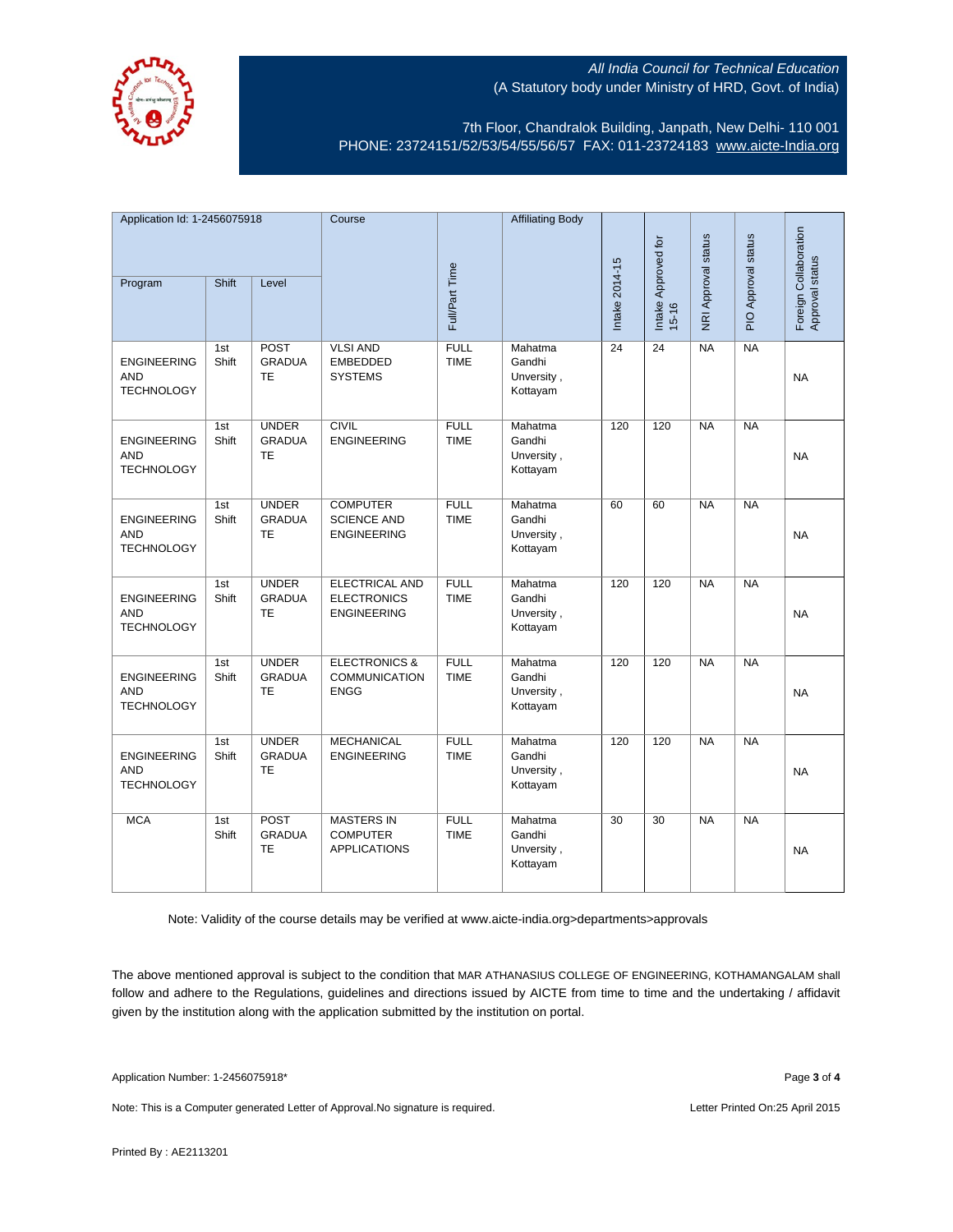All India Council for Technical Education
(A Statutory body under Ministry of HRD, Govt. of India)

7th Floor, Chandralok Building, Janpath, New Delhi- 110 001
PHONE: 23724151/52/53/54/55/56/57 FAX: 011-23724183 www.aicte-India.org

| Application Id: 1-2456075918 | | | Course | Full/Part Time | Affiliating Body | Intake 2014-15 | Intake Approved for 15-16 | NRI Approval status | PIO Approval status | Foreign Collaboration Approval status |
|---|---|---|---|---|---|---|---|---|---|---|
| Program | Shift | Level | | | | | | | | |
| ENGINEERING AND TECHNOLOGY | 1st Shift | POST GRADUATE | VLSI AND EMBEDDED SYSTEMS | FULL TIME | Mahatma Gandhi Unversity , Kottayam | 24 | 24 | NA | NA | NA |
| ENGINEERING AND TECHNOLOGY | 1st Shift | UNDER GRADUATE | CIVIL ENGINEERING | FULL TIME | Mahatma Gandhi Unversity , Kottayam | 120 | 120 | NA | NA | NA |
| ENGINEERING AND TECHNOLOGY | 1st Shift | UNDER GRADUATE | COMPUTER SCIENCE AND ENGINEERING | FULL TIME | Mahatma Gandhi Unversity , Kottayam | 60 | 60 | NA | NA | NA |
| ENGINEERING AND TECHNOLOGY | 1st Shift | UNDER GRADUATE | ELECTRICAL AND ELECTRONICS ENGINEERING | FULL TIME | Mahatma Gandhi Unversity , Kottayam | 120 | 120 | NA | NA | NA |
| ENGINEERING AND TECHNOLOGY | 1st Shift | UNDER GRADUATE | ELECTRONICS & COMMUNICATION ENGG | FULL TIME | Mahatma Gandhi Unversity , Kottayam | 120 | 120 | NA | NA | NA |
| ENGINEERING AND TECHNOLOGY | 1st Shift | UNDER GRADUATE | MECHANICAL ENGINEERING | FULL TIME | Mahatma Gandhi Unversity , Kottayam | 120 | 120 | NA | NA | NA |
| MCA | 1st Shift | POST GRADUATE | MASTERS IN COMPUTER APPLICATIONS | FULL TIME | Mahatma Gandhi Unversity , Kottayam | 30 | 30 | NA | NA | NA |

Note: Validity of the course details may be verified at www.aicte-india.org>departments>approvals

The above mentioned approval is subject to the condition that MAR ATHANASIUS COLLEGE OF ENGINEERING, KOTHAMANGALAM shall follow and adhere to the Regulations, guidelines and directions issued by AICTE from time to time and the undertaking / affidavit given by the institution along with the application submitted by the institution on portal.

Application Number: 1-2456075918*

Note: This is a Computer generated Letter of Approval.No signature is required.

Letter Printed On:25 April 2015

Printed By : AE2113201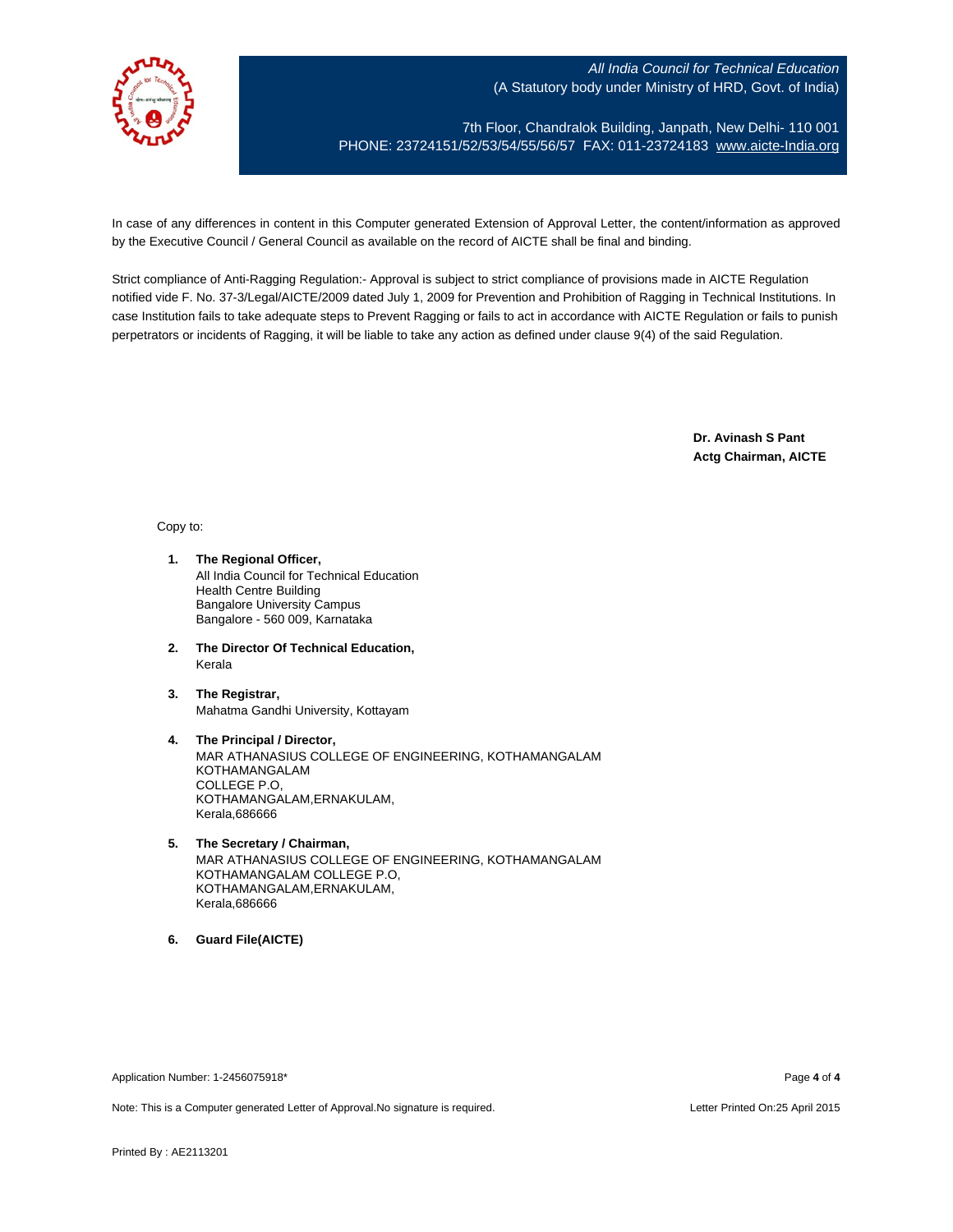*All India Council for Technical Education*
(A Statutory body under Ministry of HRD, Govt. of India)

7th Floor, Chandralok Building, Janpath, New Delhi- 110 001
PHONE: 23724151/52/53/54/55/56/57 FAX: 011-23724183 www.aicte-India.org

In case of any differences in content in this Computer generated Extension of Approval Letter, the content/information as approved by the Executive Council / General Council as available on the record of AICTE shall be final and binding.

Strict compliance of Anti-Ragging Regulation:- Approval is subject to strict compliance of provisions made in AICTE Regulation notified vide F. No. 37-3/Legal/AICTE/2009 dated July 1, 2009 for Prevention and Prohibition of Ragging in Technical Institutions. In case Institution fails to take adequate steps to Prevent Ragging or fails to act in accordance with AICTE Regulation or fails to punish perpetrators or incidents of Ragging, it will be liable to take any action as defined under clause 9(4) of the said Regulation.

**Dr. Avinash S Pant**
**Actg Chairman, AICTE**

Copy to:

1. **The Regional Officer,**
   All India Council for Technical Education
   Health Centre Building
   Bangalore University Campus
   Bangalore - 560 009, Karnataka

2. **The Director Of Technical Education,**
   Kerala

3. **The Registrar,**
   Mahatma Gandhi University, Kottayam

4. **The Principal / Director,**
   MAR ATHANASIUS COLLEGE OF ENGINEERING, KOTHAMANGALAM
   KOTHAMANGALAM
   COLLEGE P.O,
   KOTHAMANGALAM,ERNAKULAM,
   Kerala,686666

5. **The Secretary / Chairman,**
   MAR ATHANASIUS COLLEGE OF ENGINEERING, KOTHAMANGALAM
   KOTHAMANGALAM COLLEGE P.O,
   KOTHAMANGALAM,ERNAKULAM,
   Kerala,686666

6. **Guard File(AICTE)**

Application Number: 1-2456075918*

Note: This is a Computer generated Letter of Approval.No signature is required.

Letter Printed On:25 April 2015

Printed By : AE2113201